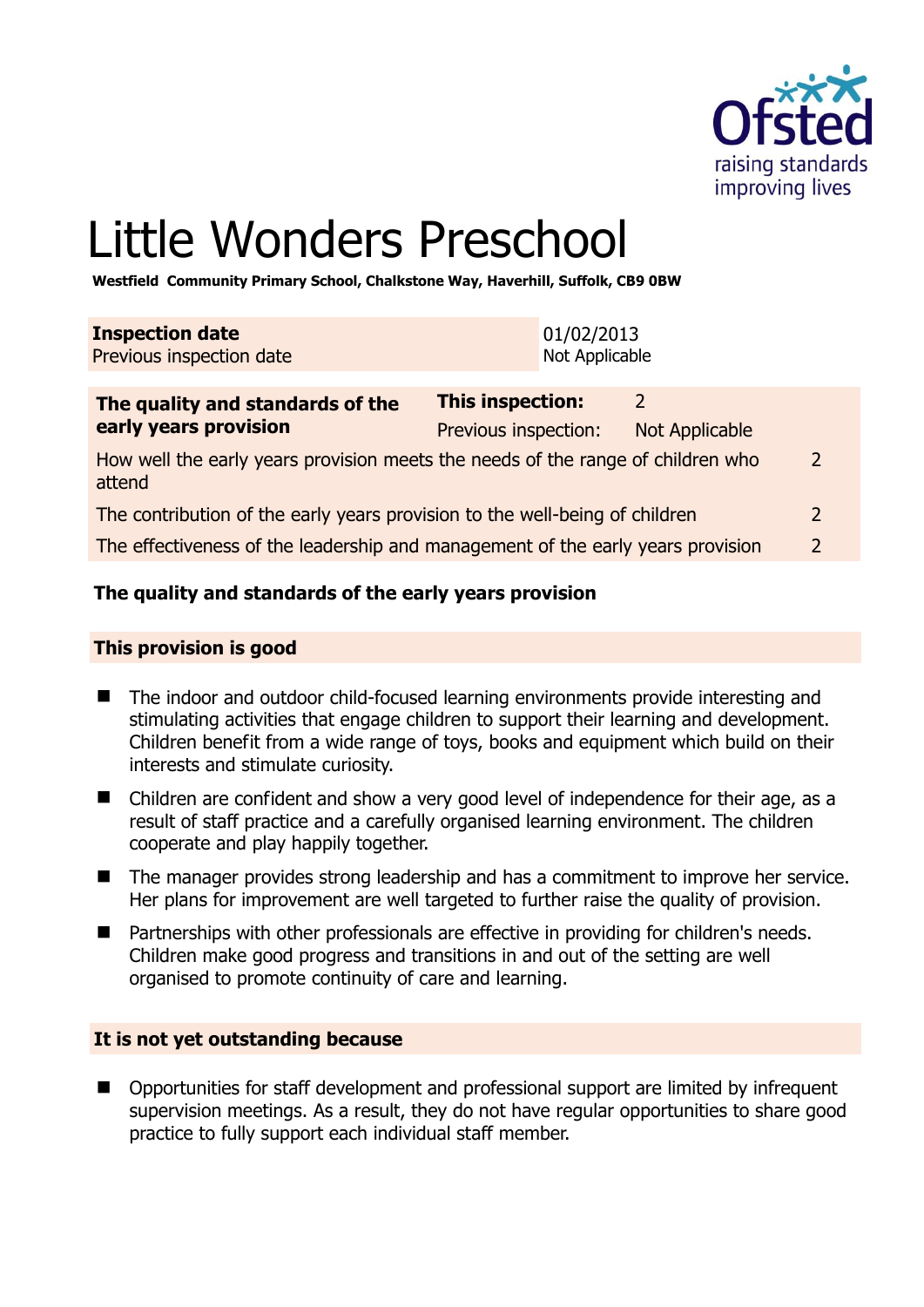# Little Wonders Preschool

**Westfield Community Primary School, Chalkstone Way, Haverhill, Suffolk, CB9 0BW**

| **Inspection date** | 01/02/2013 |
|---|---|
| Previous inspection date | Not Applicable |

| **The quality and standards of the early years provision** | **This inspection:** | 2 |
|---|---|---|
| | Previous inspection: | Not Applicable |
| How well the early years provision meets the needs of the range of children who attend | | 2 |
| The contribution of the early years provision to the well-being of children | | 2 |
| The effectiveness of the leadership and management of the early years provision | | 2 |

## The quality and standards of the early years provision

### This provision is good

- The indoor and outdoor child-focused learning environments provide interesting and stimulating activities that engage children to support their learning and development. Children benefit from a wide range of toys, books and equipment which build on their interests and stimulate curiosity.
- Children are confident and show a very good level of independence for their age, as a result of staff practice and a carefully organised learning environment. The children cooperate and play happily together.
- The manager provides strong leadership and has a commitment to improve her service. Her plans for improvement are well targeted to further raise the quality of provision.
- Partnerships with other professionals are effective in providing for children's needs. Children make good progress and transitions in and out of the setting are well organised to promote continuity of care and learning.

### It is not yet outstanding because

- Opportunities for staff development and professional support are limited by infrequent supervision meetings. As a result, they do not have regular opportunities to share good practice to fully support each individual staff member.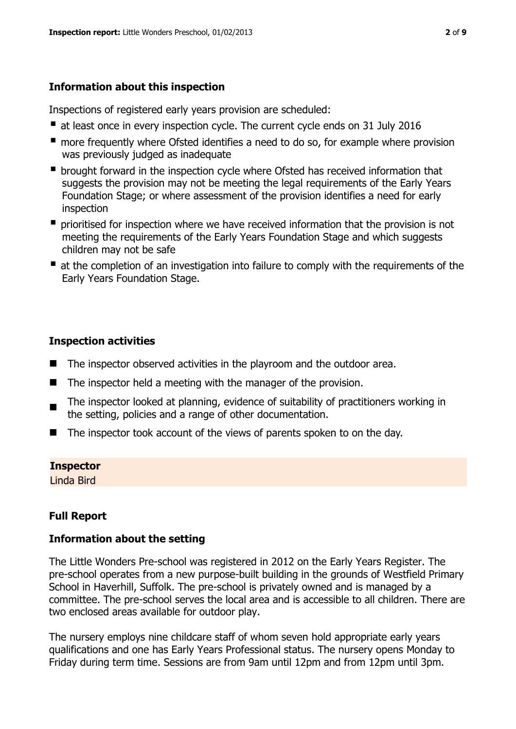### Information about this inspection

Inspections of registered early years provision are scheduled:

- at least once in every inspection cycle. The current cycle ends on 31 July 2016
- more frequently where Ofsted identifies a need to do so, for example where provision was previously judged as inadequate
- brought forward in the inspection cycle where Ofsted has received information that suggests the provision may not be meeting the legal requirements of the Early Years Foundation Stage; or where assessment of the provision identifies a need for early inspection
- prioritised for inspection where we have received information that the provision is not meeting the requirements of the Early Years Foundation Stage and which suggests children may not be safe
- at the completion of an investigation into failure to comply with the requirements of the Early Years Foundation Stage.

### Inspection activities

- The inspector observed activities in the playroom and the outdoor area.
- The inspector held a meeting with the manager of the provision.
- The inspector looked at planning, evidence of suitability of practitioners working in the setting, policies and a range of other documentation.
- The inspector took account of the views of parents spoken to on the day.

**Inspector**

Linda Bird

### Full Report

### Information about the setting

The Little Wonders Pre-school was registered in 2012 on the Early Years Register. The pre-school operates from a new purpose-built building in the grounds of Westfield Primary School in Haverhill, Suffolk. The pre-school is privately owned and is managed by a committee. The pre-school serves the local area and is accessible to all children. There are two enclosed areas available for outdoor play.

The nursery employs nine childcare staff of whom seven hold appropriate early years qualifications and one has Early Years Professional status. The nursery opens Monday to Friday during term time. Sessions are from 9am until 12pm and from 12pm until 3pm.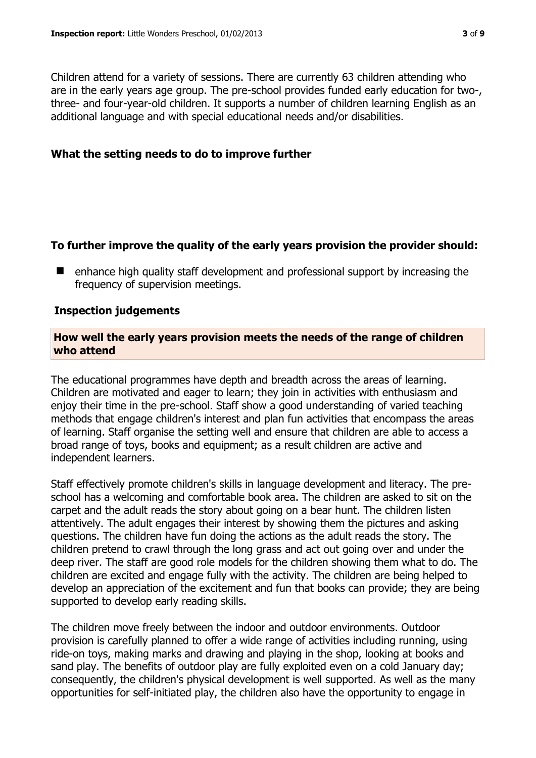Children attend for a variety of sessions. There are currently 63 children attending who are in the early years age group. The pre-school provides funded early education for two-, three- and four-year-old children. It supports a number of children learning English as an additional language and with special educational needs and/or disabilities.

### What the setting needs to do to improve further

### To further improve the quality of the early years provision the provider should:

- enhance high quality staff development and professional support by increasing the frequency of supervision meetings.

### Inspection judgements

### How well the early years provision meets the needs of the range of children who attend

The educational programmes have depth and breadth across the areas of learning. Children are motivated and eager to learn; they join in activities with enthusiasm and enjoy their time in the pre-school. Staff show a good understanding of varied teaching methods that engage children's interest and plan fun activities that encompass the areas of learning. Staff organise the setting well and ensure that children are able to access a broad range of toys, books and equipment; as a result children are active and independent learners.

Staff effectively promote children's skills in language development and literacy. The pre-school has a welcoming and comfortable book area. The children are asked to sit on the carpet and the adult reads the story about going on a bear hunt. The children listen attentively. The adult engages their interest by showing them the pictures and asking questions. The children have fun doing the actions as the adult reads the story. The children pretend to crawl through the long grass and act out going over and under the deep river. The staff are good role models for the children showing them what to do. The children are excited and engage fully with the activity. The children are being helped to develop an appreciation of the excitement and fun that books can provide; they are being supported to develop early reading skills.

The children move freely between the indoor and outdoor environments. Outdoor provision is carefully planned to offer a wide range of activities including running, using ride-on toys, making marks and drawing and playing in the shop, looking at books and sand play. The benefits of outdoor play are fully exploited even on a cold January day; consequently, the children's physical development is well supported. As well as the many opportunities for self-initiated play, the children also have the opportunity to engage in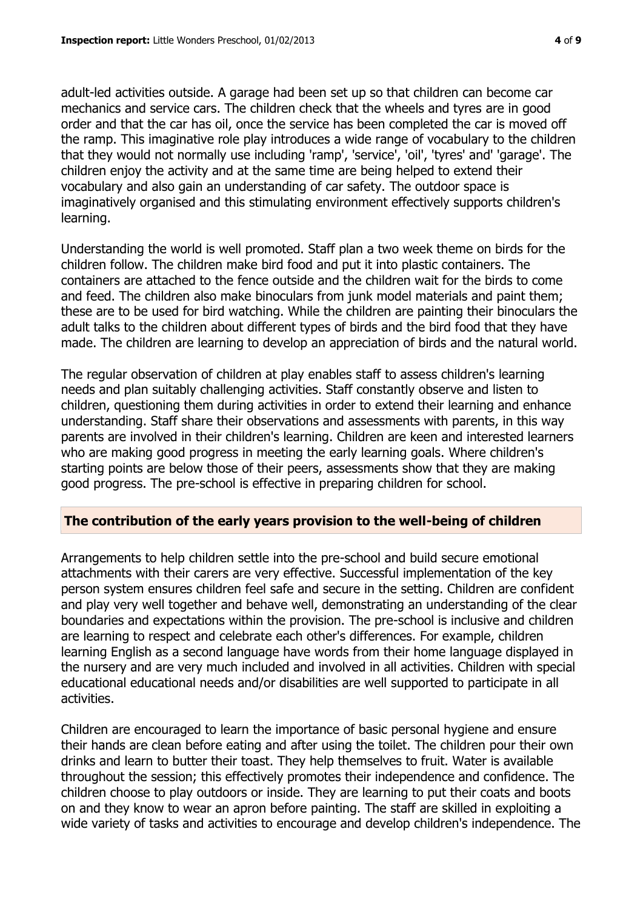adult-led activities outside. A garage had been set up so that children can become car mechanics and service cars. The children check that the wheels and tyres are in good order and that the car has oil, once the service has been completed the car is moved off the ramp. This imaginative role play introduces a wide range of vocabulary to the children that they would not normally use including 'ramp', 'service', 'oil', 'tyres' and' 'garage'. The children enjoy the activity and at the same time are being helped to extend their vocabulary and also gain an understanding of car safety. The outdoor space is imaginatively organised and this stimulating environment effectively supports children's learning.

Understanding the world is well promoted. Staff plan a two week theme on birds for the children follow. The children make bird food and put it into plastic containers. The containers are attached to the fence outside and the children wait for the birds to come and feed. The children also make binoculars from junk model materials and paint them; these are to be used for bird watching. While the children are painting their binoculars the adult talks to the children about different types of birds and the bird food that they have made. The children are learning to develop an appreciation of birds and the natural world.

The regular observation of children at play enables staff to assess children's learning needs and plan suitably challenging activities. Staff constantly observe and listen to children, questioning them during activities in order to extend their learning and enhance understanding. Staff share their observations and assessments with parents, in this way parents are involved in their children's learning. Children are keen and interested learners who are making good progress in meeting the early learning goals. Where children's starting points are below those of their peers, assessments show that they are making good progress. The pre-school is effective in preparing children for school.

## The contribution of the early years provision to the well-being of children

Arrangements to help children settle into the pre-school and build secure emotional attachments with their carers are very effective. Successful implementation of the key person system ensures children feel safe and secure in the setting. Children are confident and play very well together and behave well, demonstrating an understanding of the clear boundaries and expectations within the provision. The pre-school is inclusive and children are learning to respect and celebrate each other's differences. For example, children learning English as a second language have words from their home language displayed in the nursery and are very much included and involved in all activities. Children with special educational educational needs and/or disabilities are well supported to participate in all activities.

Children are encouraged to learn the importance of basic personal hygiene and ensure their hands are clean before eating and after using the toilet. The children pour their own drinks and learn to butter their toast. They help themselves to fruit. Water is available throughout the session; this effectively promotes their independence and confidence. The children choose to play outdoors or inside. They are learning to put their coats and boots on and they know to wear an apron before painting. The staff are skilled in exploiting a wide variety of tasks and activities to encourage and develop children's independence. The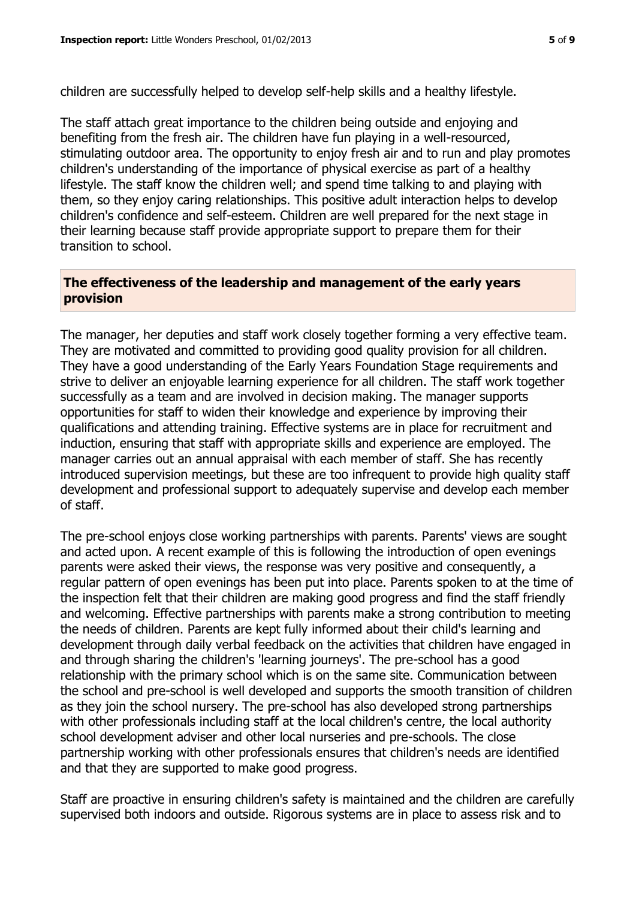children are successfully helped to develop self-help skills and a healthy lifestyle.

The staff attach great importance to the children being outside and enjoying and benefiting from the fresh air. The children have fun playing in a well-resourced, stimulating outdoor area. The opportunity to enjoy fresh air and to run and play promotes children's understanding of the importance of physical exercise as part of a healthy lifestyle. The staff know the children well; and spend time talking to and playing with them, so they enjoy caring relationships. This positive adult interaction helps to develop children's confidence and self-esteem. Children are well prepared for the next stage in their learning because staff provide appropriate support to prepare them for their transition to school.

## The effectiveness of the leadership and management of the early years provision

The manager, her deputies and staff work closely together forming a very effective team. They are motivated and committed to providing good quality provision for all children. They have a good understanding of the Early Years Foundation Stage requirements and strive to deliver an enjoyable learning experience for all children. The staff work together successfully as a team and are involved in decision making. The manager supports opportunities for staff to widen their knowledge and experience by improving their qualifications and attending training. Effective systems are in place for recruitment and induction, ensuring that staff with appropriate skills and experience are employed. The manager carries out an annual appraisal with each member of staff. She has recently introduced supervision meetings, but these are too infrequent to provide high quality staff development and professional support to adequately supervise and develop each member of staff.

The pre-school enjoys close working partnerships with parents. Parents' views are sought and acted upon. A recent example of this is following the introduction of open evenings parents were asked their views, the response was very positive and consequently, a regular pattern of open evenings has been put into place. Parents spoken to at the time of the inspection felt that their children are making good progress and find the staff friendly and welcoming. Effective partnerships with parents make a strong contribution to meeting the needs of children. Parents are kept fully informed about their child's learning and development through daily verbal feedback on the activities that children have engaged in and through sharing the children's 'learning journeys'. The pre-school has a good relationship with the primary school which is on the same site. Communication between the school and pre-school is well developed and supports the smooth transition of children as they join the school nursery. The pre-school has also developed strong partnerships with other professionals including staff at the local children's centre, the local authority school development adviser and other local nurseries and pre-schools. The close partnership working with other professionals ensures that children's needs are identified and that they are supported to make good progress.

Staff are proactive in ensuring children's safety is maintained and the children are carefully supervised both indoors and outside. Rigorous systems are in place to assess risk and to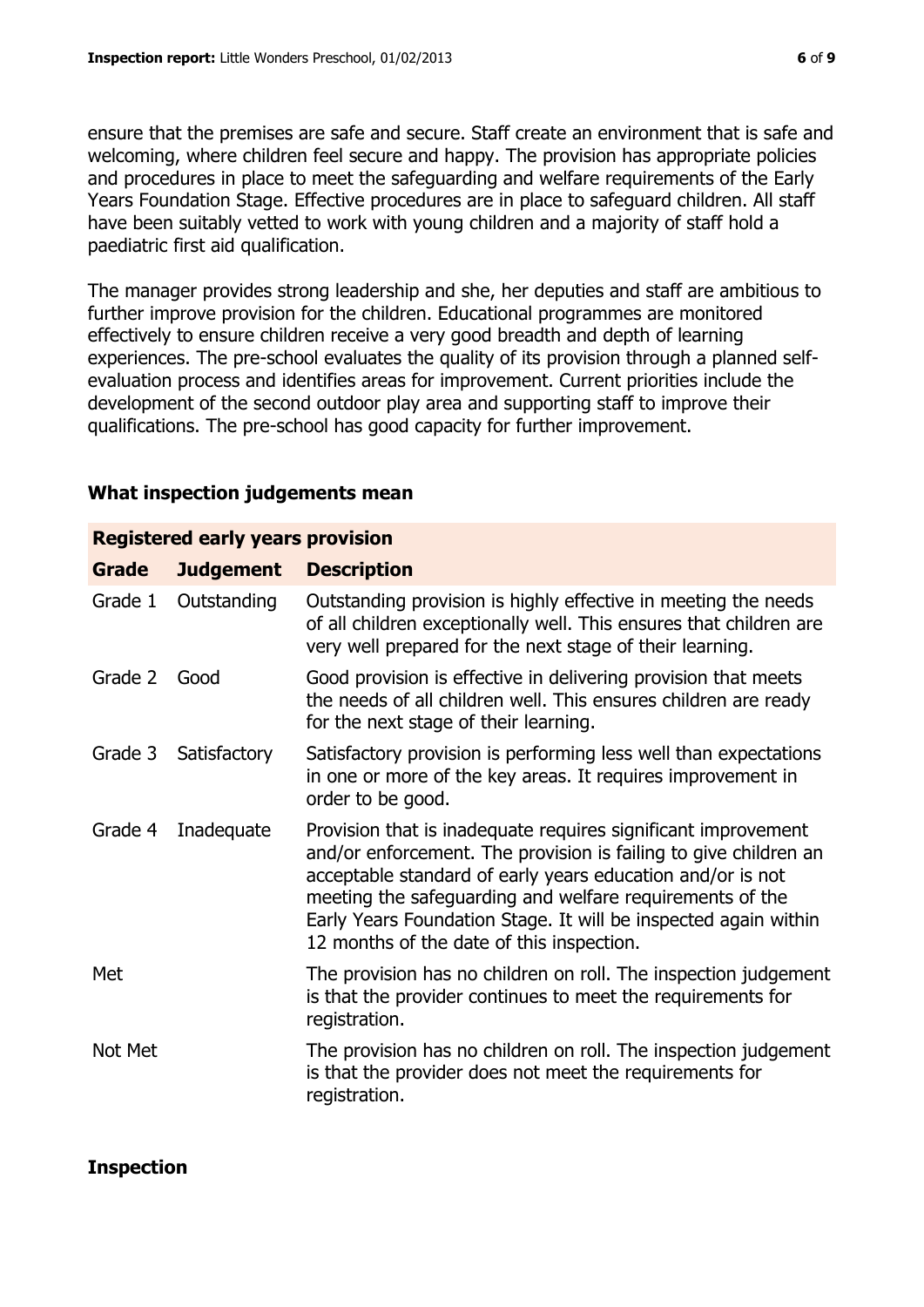ensure that the premises are safe and secure. Staff create an environment that is safe and welcoming, where children feel secure and happy. The provision has appropriate policies and procedures in place to meet the safeguarding and welfare requirements of the Early Years Foundation Stage. Effective procedures are in place to safeguard children. All staff have been suitably vetted to work with young children and a majority of staff hold a paediatric first aid qualification.

The manager provides strong leadership and she, her deputies and staff are ambitious to further improve provision for the children. Educational programmes are monitored effectively to ensure children receive a very good breadth and depth of learning experiences. The pre-school evaluates the quality of its provision through a planned self-evaluation process and identifies areas for improvement. Current priorities include the development of the second outdoor play area and supporting staff to improve their qualifications. The pre-school has good capacity for further improvement.

## What inspection judgements mean

| **Registered early years provision** | | |
|---|---|---|
| **Grade** | **Judgement** | **Description** |
| Grade 1 | Outstanding | Outstanding provision is highly effective in meeting the needs of all children exceptionally well. This ensures that children are very well prepared for the next stage of their learning. |
| Grade 2 | Good | Good provision is effective in delivering provision that meets the needs of all children well. This ensures children are ready for the next stage of their learning. |
| Grade 3 | Satisfactory | Satisfactory provision is performing less well than expectations in one or more of the key areas. It requires improvement in order to be good. |
| Grade 4 | Inadequate | Provision that is inadequate requires significant improvement and/or enforcement. The provision is failing to give children an acceptable standard of early years education and/or is not meeting the safeguarding and welfare requirements of the Early Years Foundation Stage. It will be inspected again within 12 months of the date of this inspection. |
| Met | | The provision has no children on roll. The inspection judgement is that the provider continues to meet the requirements for registration. |
| Not Met | | The provision has no children on roll. The inspection judgement is that the provider does not meet the requirements for registration. |

## Inspection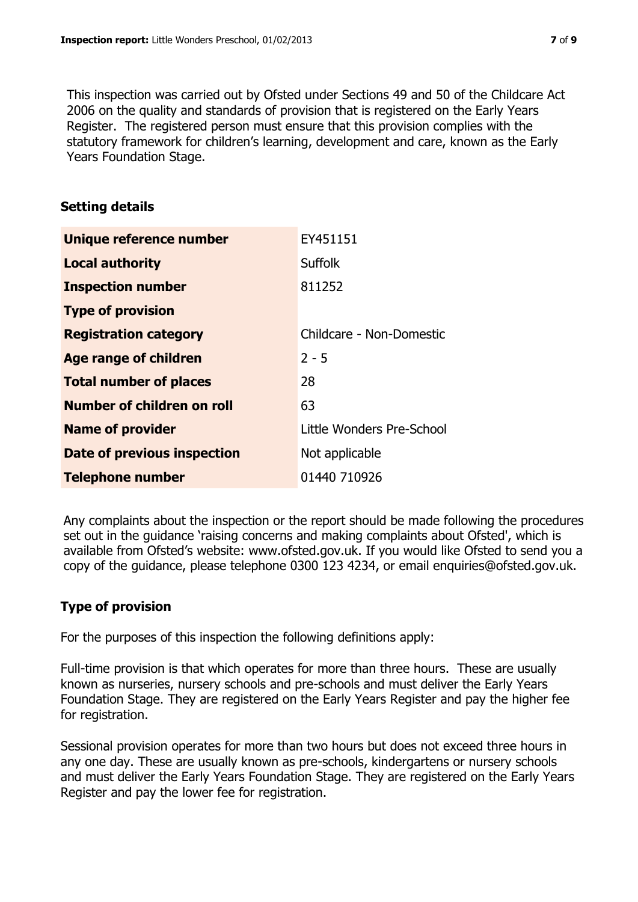This inspection was carried out by Ofsted under Sections 49 and 50 of the Childcare Act 2006 on the quality and standards of provision that is registered on the Early Years Register. The registered person must ensure that this provision complies with the statutory framework for children's learning, development and care, known as the Early Years Foundation Stage.

## Setting details

| | |
|---|---|
| **Unique reference number** | EY451151 |
| **Local authority** | Suffolk |
| **Inspection number** | 811252 |
| **Type of provision** | |
| **Registration category** | Childcare - Non-Domestic |
| **Age range of children** | 2 - 5 |
| **Total number of places** | 28 |
| **Number of children on roll** | 63 |
| **Name of provider** | Little Wonders Pre-School |
| **Date of previous inspection** | Not applicable |
| **Telephone number** | 01440 710926 |

Any complaints about the inspection or the report should be made following the procedures set out in the guidance 'raising concerns and making complaints about Ofsted', which is available from Ofsted's website: www.ofsted.gov.uk. If you would like Ofsted to send you a copy of the guidance, please telephone 0300 123 4234, or email enquiries@ofsted.gov.uk.

## Type of provision

For the purposes of this inspection the following definitions apply:

Full-time provision is that which operates for more than three hours. These are usually known as nurseries, nursery schools and pre-schools and must deliver the Early Years Foundation Stage. They are registered on the Early Years Register and pay the higher fee for registration.

Sessional provision operates for more than two hours but does not exceed three hours in any one day. These are usually known as pre-schools, kindergartens or nursery schools and must deliver the Early Years Foundation Stage. They are registered on the Early Years Register and pay the lower fee for registration.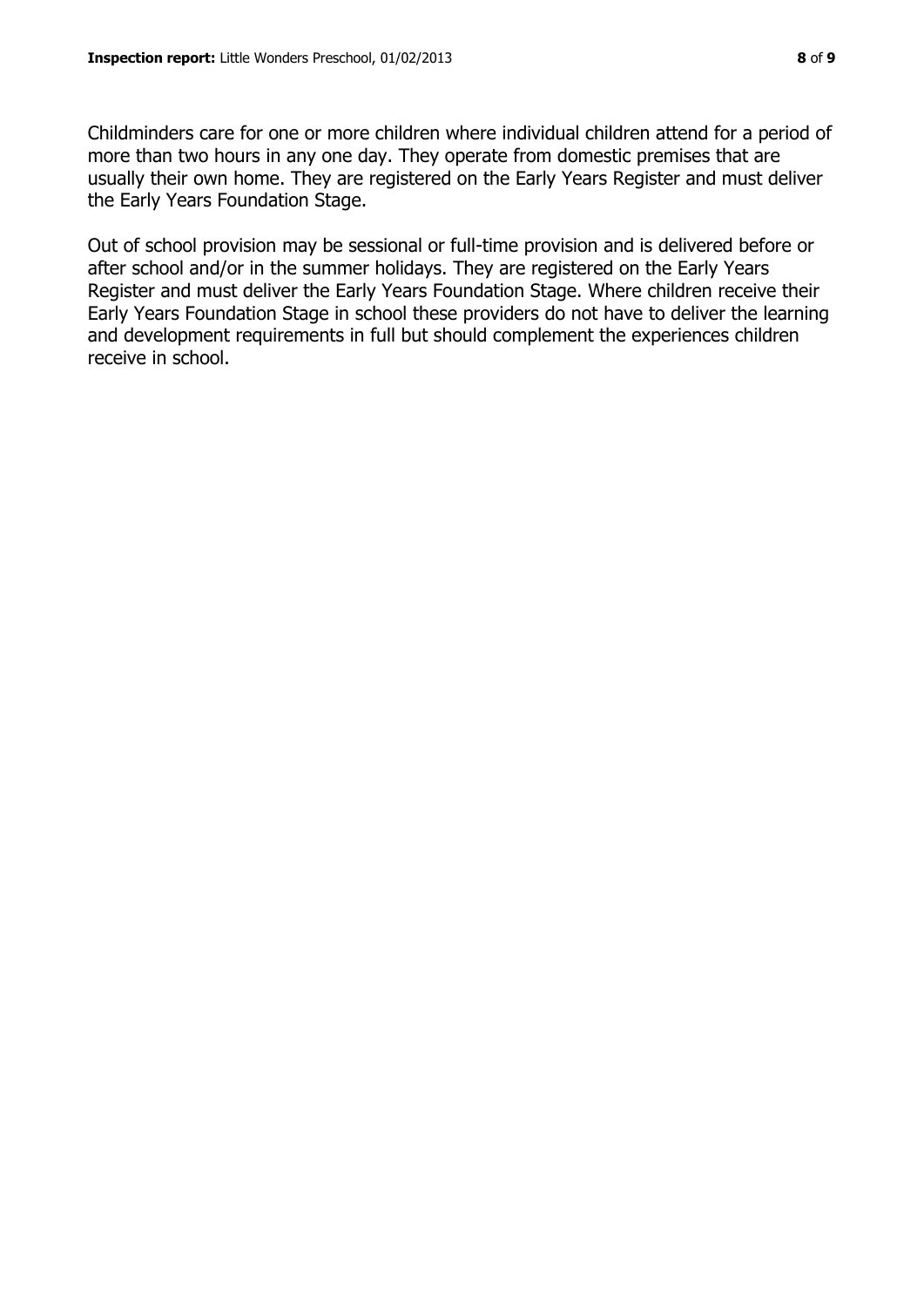Childminders care for one or more children where individual children attend for a period of more than two hours in any one day. They operate from domestic premises that are usually their own home. They are registered on the Early Years Register and must deliver the Early Years Foundation Stage.

Out of school provision may be sessional or full-time provision and is delivered before or after school and/or in the summer holidays. They are registered on the Early Years Register and must deliver the Early Years Foundation Stage. Where children receive their Early Years Foundation Stage in school these providers do not have to deliver the learning and development requirements in full but should complement the experiences children receive in school.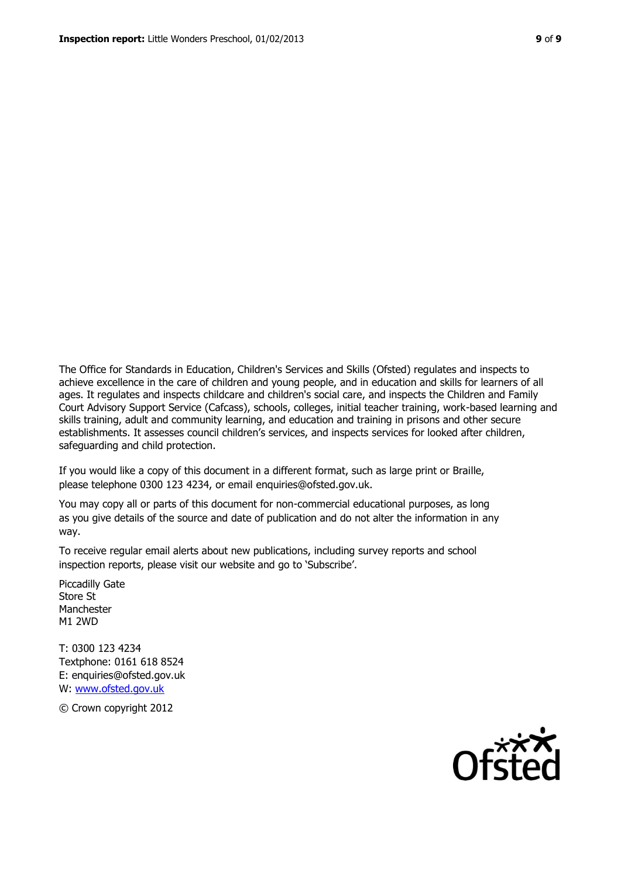The Office for Standards in Education, Children's Services and Skills (Ofsted) regulates and inspects to achieve excellence in the care of children and young people, and in education and skills for learners of all ages. It regulates and inspects childcare and children's social care, and inspects the Children and Family Court Advisory Support Service (Cafcass), schools, colleges, initial teacher training, work-based learning and skills training, adult and community learning, and education and training in prisons and other secure establishments. It assesses council children's services, and inspects services for looked after children, safeguarding and child protection.

If you would like a copy of this document in a different format, such as large print or Braille, please telephone 0300 123 4234, or email enquiries@ofsted.gov.uk.

You may copy all or parts of this document for non-commercial educational purposes, as long as you give details of the source and date of publication and do not alter the information in any way.

To receive regular email alerts about new publications, including survey reports and school inspection reports, please visit our website and go to 'Subscribe'.

Piccadilly Gate
Store St
Manchester
M1 2WD

T: 0300 123 4234
Textphone: 0161 618 8524
E: enquiries@ofsted.gov.uk
W: www.ofsted.gov.uk

© Crown copyright 2012

Ofsted